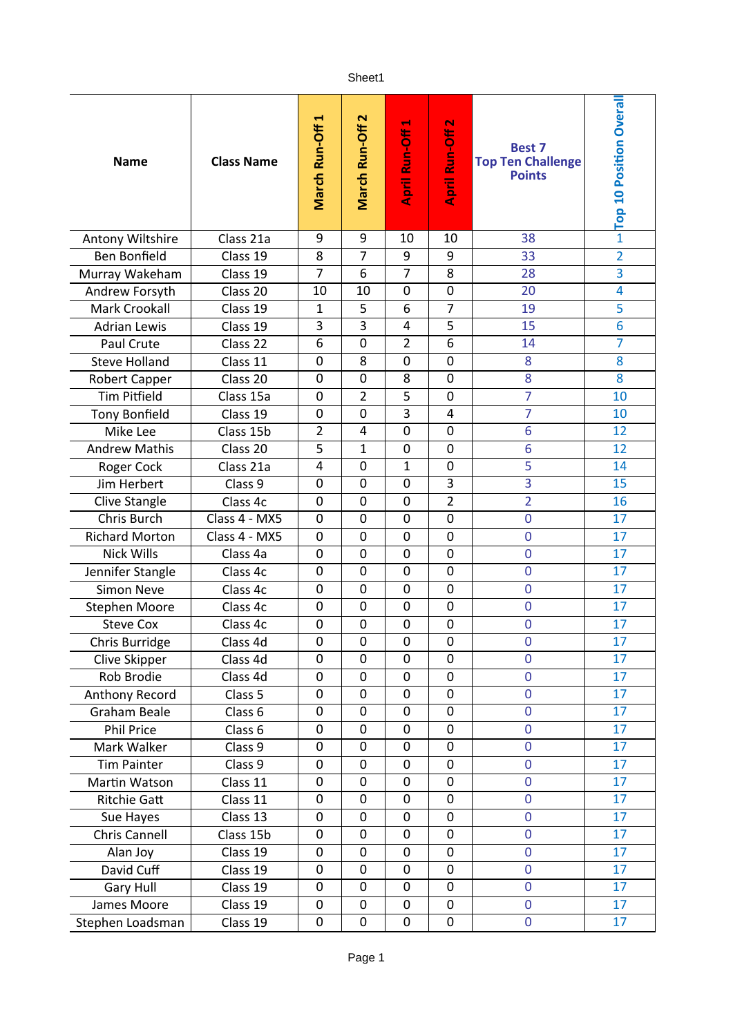| Name | Class Name | March Run-Off 1 | March Run-Off 2 | April Run-Off 1 | April Run-Off 2 | Best 7 Top Ten Challenge Points | Top 10 Position Overall |
|---|---|---|---|---|---|---|---|
| Antony Wiltshire | Class 21a | 9 | 9 | 10 | 10 | 38 | 1 |
| Ben Bonfield | Class 19 | 8 | 7 | 9 | 9 | 33 | 2 |
| Murray Wakeham | Class 19 | 7 | 6 | 7 | 8 | 28 | 3 |
| Andrew Forsyth | Class 20 | 10 | 10 | 0 | 0 | 20 | 4 |
| Mark Crookall | Class 19 | 1 | 5 | 6 | 7 | 19 | 5 |
| Adrian Lewis | Class 19 | 3 | 3 | 4 | 5 | 15 | 6 |
| Paul Crute | Class 22 | 6 | 0 | 2 | 6 | 14 | 7 |
| Steve Holland | Class 11 | 0 | 8 | 0 | 0 | 8 | 8 |
| Robert Capper | Class 20 | 0 | 0 | 8 | 0 | 8 | 8 |
| Tim Pitfield | Class 15a | 0 | 2 | 5 | 0 | 7 | 10 |
| Tony Bonfield | Class 19 | 0 | 0 | 3 | 4 | 7 | 10 |
| Mike Lee | Class 15b | 2 | 4 | 0 | 0 | 6 | 12 |
| Andrew Mathis | Class 20 | 5 | 1 | 0 | 0 | 6 | 12 |
| Roger Cock | Class 21a | 4 | 0 | 1 | 0 | 5 | 14 |
| Jim Herbert | Class 9 | 0 | 0 | 0 | 3 | 3 | 15 |
| Clive Stangle | Class 4c | 0 | 0 | 0 | 2 | 2 | 16 |
| Chris Burch | Class 4 - MX5 | 0 | 0 | 0 | 0 | 0 | 17 |
| Richard Morton | Class 4 - MX5 | 0 | 0 | 0 | 0 | 0 | 17 |
| Nick Wills | Class 4a | 0 | 0 | 0 | 0 | 0 | 17 |
| Jennifer Stangle | Class 4c | 0 | 0 | 0 | 0 | 0 | 17 |
| Simon Neve | Class 4c | 0 | 0 | 0 | 0 | 0 | 17 |
| Stephen Moore | Class 4c | 0 | 0 | 0 | 0 | 0 | 17 |
| Steve Cox | Class 4c | 0 | 0 | 0 | 0 | 0 | 17 |
| Chris Burridge | Class 4d | 0 | 0 | 0 | 0 | 0 | 17 |
| Clive Skipper | Class 4d | 0 | 0 | 0 | 0 | 0 | 17 |
| Rob Brodie | Class 4d | 0 | 0 | 0 | 0 | 0 | 17 |
| Anthony Record | Class 5 | 0 | 0 | 0 | 0 | 0 | 17 |
| Graham Beale | Class 6 | 0 | 0 | 0 | 0 | 0 | 17 |
| Phil Price | Class 6 | 0 | 0 | 0 | 0 | 0 | 17 |
| Mark Walker | Class 9 | 0 | 0 | 0 | 0 | 0 | 17 |
| Tim Painter | Class 9 | 0 | 0 | 0 | 0 | 0 | 17 |
| Martin Watson | Class 11 | 0 | 0 | 0 | 0 | 0 | 17 |
| Ritchie Gatt | Class 11 | 0 | 0 | 0 | 0 | 0 | 17 |
| Sue Hayes | Class 13 | 0 | 0 | 0 | 0 | 0 | 17 |
| Chris Cannell | Class 15b | 0 | 0 | 0 | 0 | 0 | 17 |
| Alan Joy | Class 19 | 0 | 0 | 0 | 0 | 0 | 17 |
| David Cuff | Class 19 | 0 | 0 | 0 | 0 | 0 | 17 |
| Gary Hull | Class 19 | 0 | 0 | 0 | 0 | 0 | 17 |
| James Moore | Class 19 | 0 | 0 | 0 | 0 | 0 | 17 |
| Stephen Loadsman | Class 19 | 0 | 0 | 0 | 0 | 0 | 17 |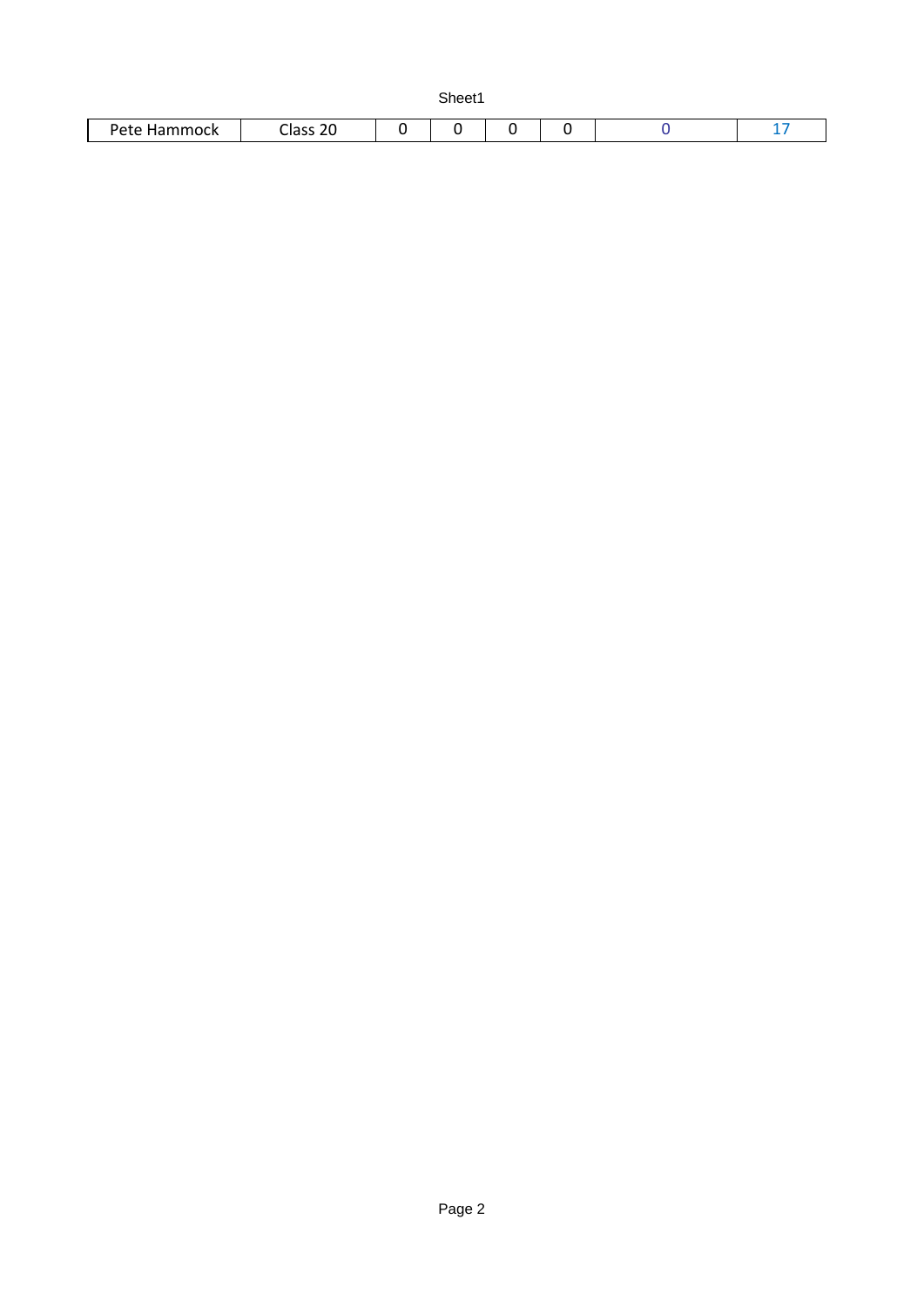| | | | | | | | |
|---|---|---|---|---|---|---|---|
| Pete Hammock | Class 20 | 0 | 0 | 0 | 0 | 0 | 17 |